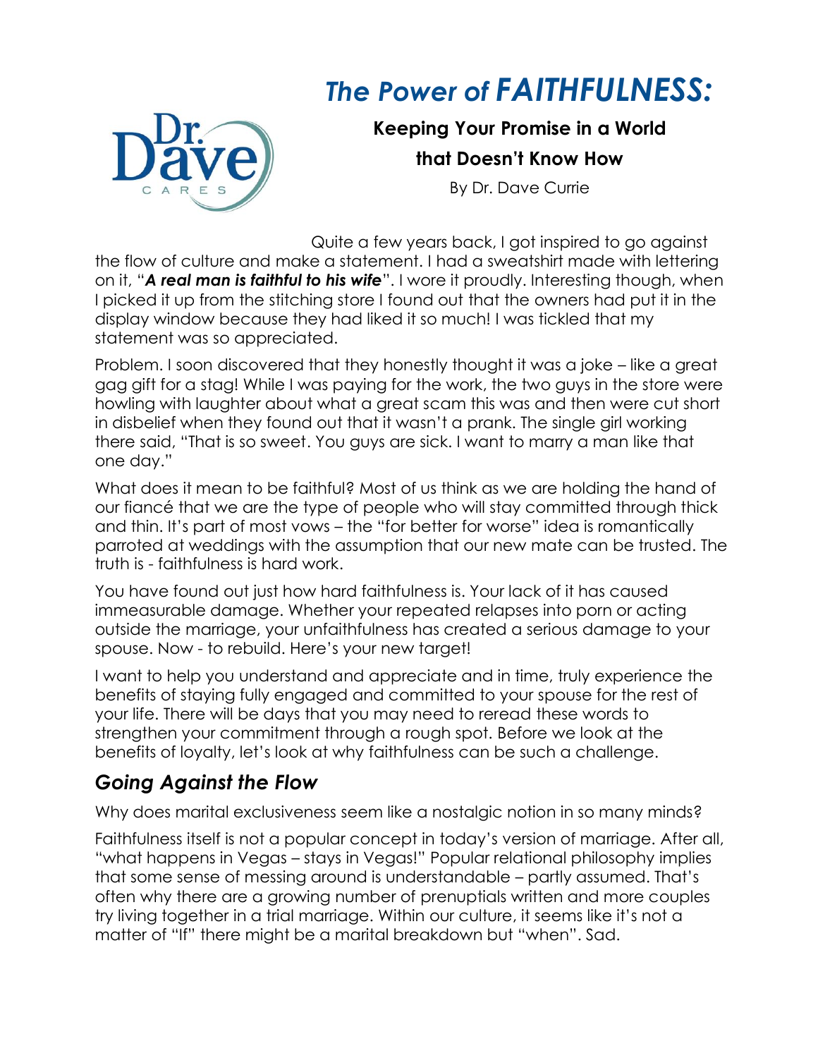# *The Power of FAITHFULNESS:*

**Keeping Your Promise in a World that Doesn't Know How**

By Dr. Dave Currie

Quite a few years back, I got inspired to go against the flow of culture and make a statement. I had a sweatshirt made with lettering on it, "***A real man is faithful to his wife***". I wore it proudly. Interesting though, when I picked it up from the stitching store I found out that the owners had put it in the display window because they had liked it so much! I was tickled that my statement was so appreciated.

Problem. I soon discovered that they honestly thought it was a joke – like a great gag gift for a stag! While I was paying for the work, the two guys in the store were howling with laughter about what a great scam this was and then were cut short in disbelief when they found out that it wasn't a prank. The single girl working there said, "That is so sweet. You guys are sick. I want to marry a man like that one day."

What does it mean to be faithful? Most of us think as we are holding the hand of our fiancé that we are the type of people who will stay committed through thick and thin. It's part of most vows – the "for better for worse" idea is romantically parroted at weddings with the assumption that our new mate can be trusted. The truth is - faithfulness is hard work.

You have found out just how hard faithfulness is. Your lack of it has caused immeasurable damage. Whether your repeated relapses into porn or acting outside the marriage, your unfaithfulness has created a serious damage to your spouse. Now - to rebuild. Here's your new target!

I want to help you understand and appreciate and in time, truly experience the benefits of staying fully engaged and committed to your spouse for the rest of your life. There will be days that you may need to reread these words to strengthen your commitment through a rough spot. Before we look at the benefits of loyalty, let's look at why faithfulness can be such a challenge.

## *Going Against the Flow*

Why does marital exclusiveness seem like a nostalgic notion in so many minds?

Faithfulness itself is not a popular concept in today's version of marriage. After all, "what happens in Vegas – stays in Vegas!" Popular relational philosophy implies that some sense of messing around is understandable – partly assumed. That's often why there are a growing number of prenuptials written and more couples try living together in a trial marriage. Within our culture, it seems like it's not a matter of "If" there might be a marital breakdown but "when". Sad.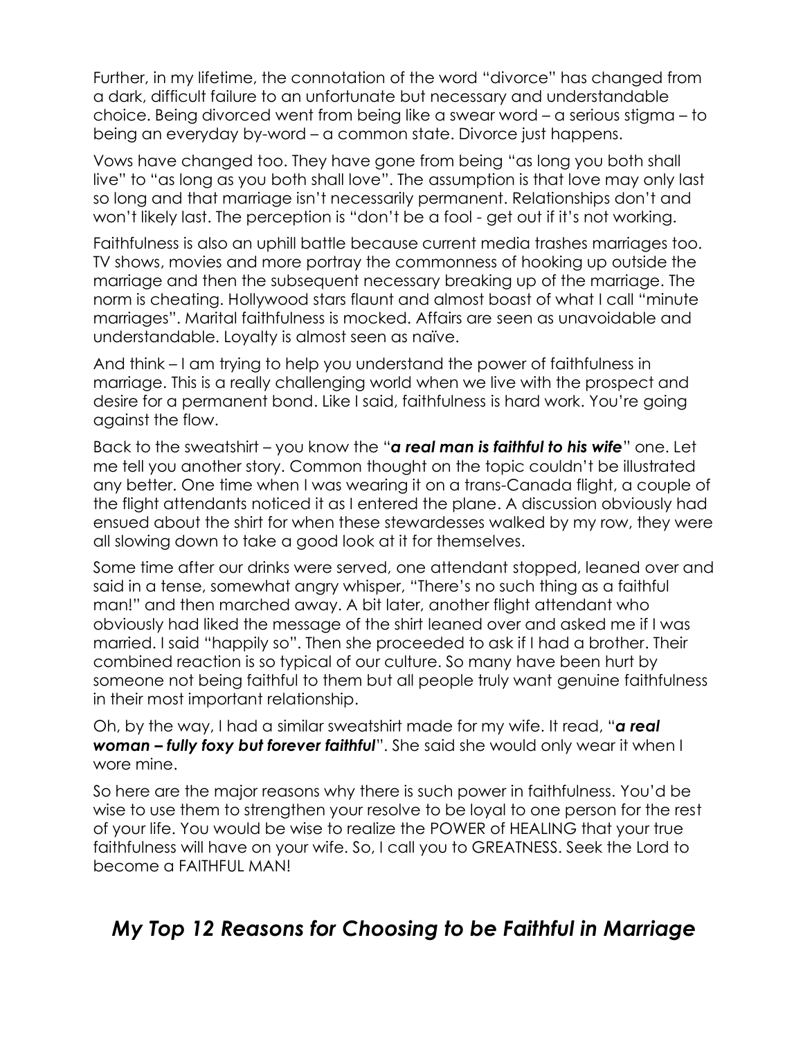Further, in my lifetime, the connotation of the word "divorce" has changed from a dark, difficult failure to an unfortunate but necessary and understandable choice. Being divorced went from being like a swear word – a serious stigma – to being an everyday by-word – a common state. Divorce just happens.

Vows have changed too. They have gone from being "as long you both shall live" to "as long as you both shall love". The assumption is that love may only last so long and that marriage isn't necessarily permanent. Relationships don't and won't likely last. The perception is "don't be a fool - get out if it's not working.

Faithfulness is also an uphill battle because current media trashes marriages too. TV shows, movies and more portray the commonness of hooking up outside the marriage and then the subsequent necessary breaking up of the marriage. The norm is cheating. Hollywood stars flaunt and almost boast of what I call "minute marriages". Marital faithfulness is mocked. Affairs are seen as unavoidable and understandable. Loyalty is almost seen as naïve.

And think – I am trying to help you understand the power of faithfulness in marriage. This is a really challenging world when we live with the prospect and desire for a permanent bond. Like I said, faithfulness is hard work. You're going against the flow.

Back to the sweatshirt – you know the "***a real man is faithful to his wife***" one. Let me tell you another story. Common thought on the topic couldn't be illustrated any better. One time when I was wearing it on a trans-Canada flight, a couple of the flight attendants noticed it as I entered the plane. A discussion obviously had ensued about the shirt for when these stewardesses walked by my row, they were all slowing down to take a good look at it for themselves.

Some time after our drinks were served, one attendant stopped, leaned over and said in a tense, somewhat angry whisper, "There's no such thing as a faithful man!" and then marched away. A bit later, another flight attendant who obviously had liked the message of the shirt leaned over and asked me if I was married. I said "happily so". Then she proceeded to ask if I had a brother. Their combined reaction is so typical of our culture. So many have been hurt by someone not being faithful to them but all people truly want genuine faithfulness in their most important relationship.

Oh, by the way, I had a similar sweatshirt made for my wife. It read, "***a real woman – fully foxy but forever faithful***". She said she would only wear it when I wore mine.

So here are the major reasons why there is such power in faithfulness. You'd be wise to use them to strengthen your resolve to be loyal to one person for the rest of your life. You would be wise to realize the POWER of HEALING that your true faithfulness will have on your wife. So, I call you to GREATNESS. Seek the Lord to become a FAITHFUL MAN!

## *My Top 12 Reasons for Choosing to be Faithful in Marriage*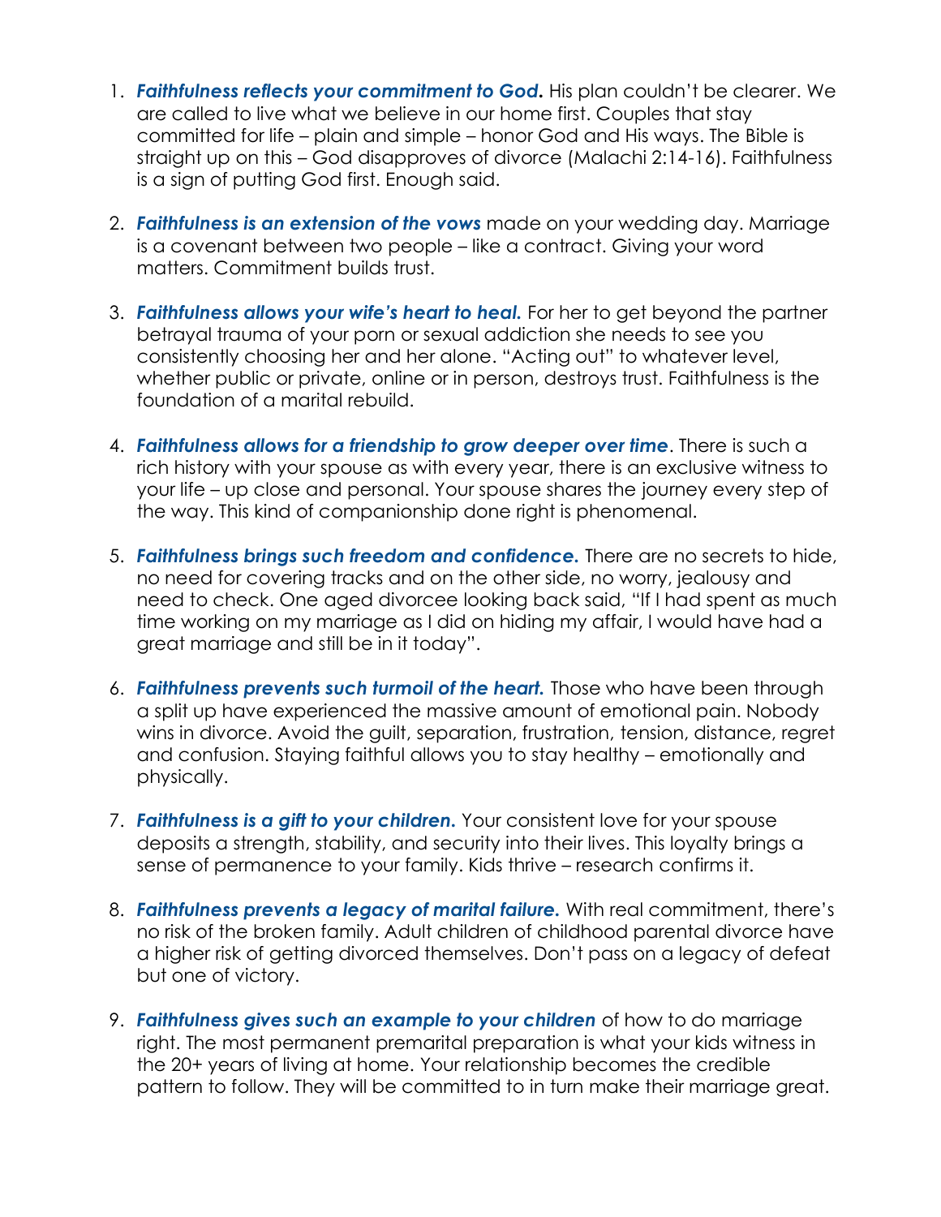1. ***Faithfulness reflects your commitment to God.*** His plan couldn't be clearer. We are called to live what we believe in our home first. Couples that stay committed for life – plain and simple – honor God and His ways. The Bible is straight up on this – God disapproves of divorce (Malachi 2:14-16). Faithfulness is a sign of putting God first. Enough said.

2. ***Faithfulness is an extension of the vows*** made on your wedding day. Marriage is a covenant between two people – like a contract. Giving your word matters. Commitment builds trust.

3. ***Faithfulness allows your wife's heart to heal.*** For her to get beyond the partner betrayal trauma of your porn or sexual addiction she needs to see you consistently choosing her and her alone. "Acting out" to whatever level, whether public or private, online or in person, destroys trust. Faithfulness is the foundation of a marital rebuild.

4. ***Faithfulness allows for a friendship to grow deeper over time***. There is such a rich history with your spouse as with every year, there is an exclusive witness to your life – up close and personal. Your spouse shares the journey every step of the way. This kind of companionship done right is phenomenal.

5. ***Faithfulness brings such freedom and confidence.*** There are no secrets to hide, no need for covering tracks and on the other side, no worry, jealousy and need to check. One aged divorcee looking back said, "If I had spent as much time working on my marriage as I did on hiding my affair, I would have had a great marriage and still be in it today".

6. ***Faithfulness prevents such turmoil of the heart.*** Those who have been through a split up have experienced the massive amount of emotional pain. Nobody wins in divorce. Avoid the guilt, separation, frustration, tension, distance, regret and confusion. Staying faithful allows you to stay healthy – emotionally and physically.

7. ***Faithfulness is a gift to your children.*** Your consistent love for your spouse deposits a strength, stability, and security into their lives. This loyalty brings a sense of permanence to your family. Kids thrive – research confirms it.

8. ***Faithfulness prevents a legacy of marital failure.*** With real commitment, there's no risk of the broken family. Adult children of childhood parental divorce have a higher risk of getting divorced themselves. Don't pass on a legacy of defeat but one of victory.

9. ***Faithfulness gives such an example to your children*** of how to do marriage right. The most permanent premarital preparation is what your kids witness in the 20+ years of living at home. Your relationship becomes the credible pattern to follow. They will be committed to in turn make their marriage great.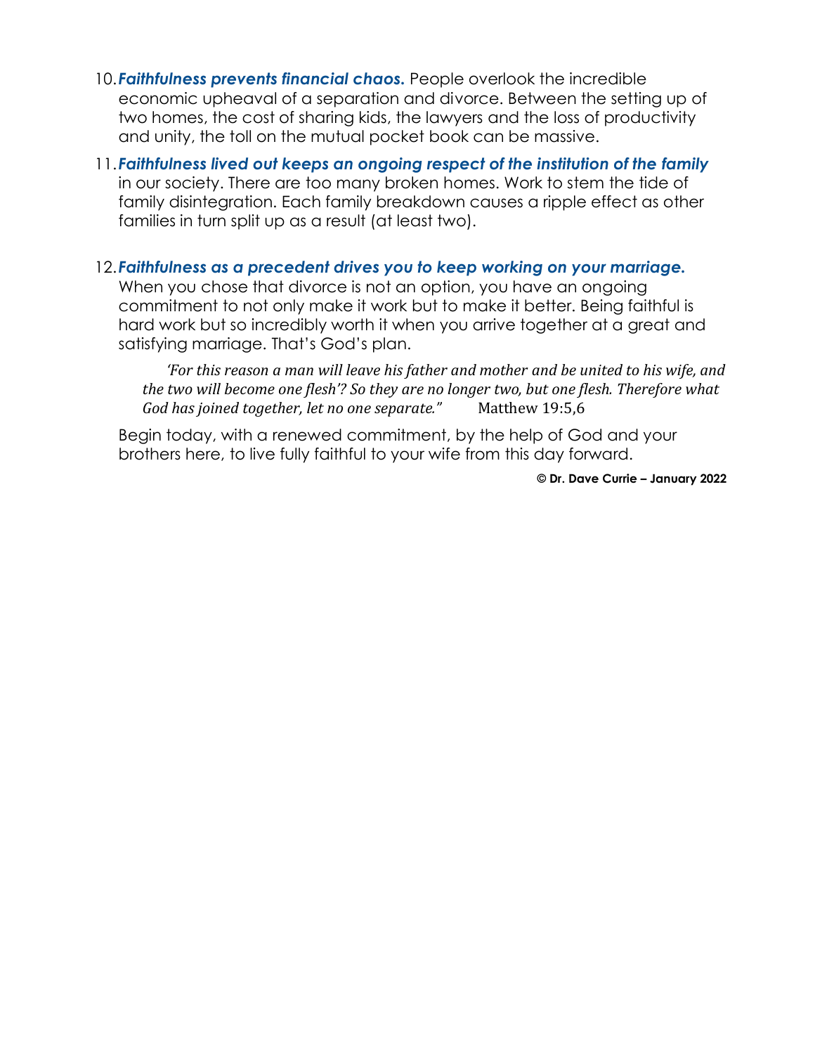10. ***Faithfulness prevents financial chaos.*** People overlook the incredible economic upheaval of a separation and divorce. Between the setting up of two homes, the cost of sharing kids, the lawyers and the loss of productivity and unity, the toll on the mutual pocket book can be massive.

11. ***Faithfulness lived out keeps an ongoing respect of the institution of the family*** in our society. There are too many broken homes. Work to stem the tide of family disintegration. Each family breakdown causes a ripple effect as other families in turn split up as a result (at least two).

12. ***Faithfulness as a precedent drives you to keep working on your marriage.*** When you chose that divorce is not an option, you have an ongoing commitment to not only make it work but to make it better. Being faithful is hard work but so incredibly worth it when you arrive together at a great and satisfying marriage. That's God's plan.

    *'For this reason a man will leave his father and mother and be united to his wife, and the two will become one flesh'? So they are no longer two, but one flesh. Therefore what God has joined together, let no one separate."* Matthew 19:5,6

Begin today, with a renewed commitment, by the help of God and your brothers here, to live fully faithful to your wife from this day forward.

**© Dr. Dave Currie – January 2022**